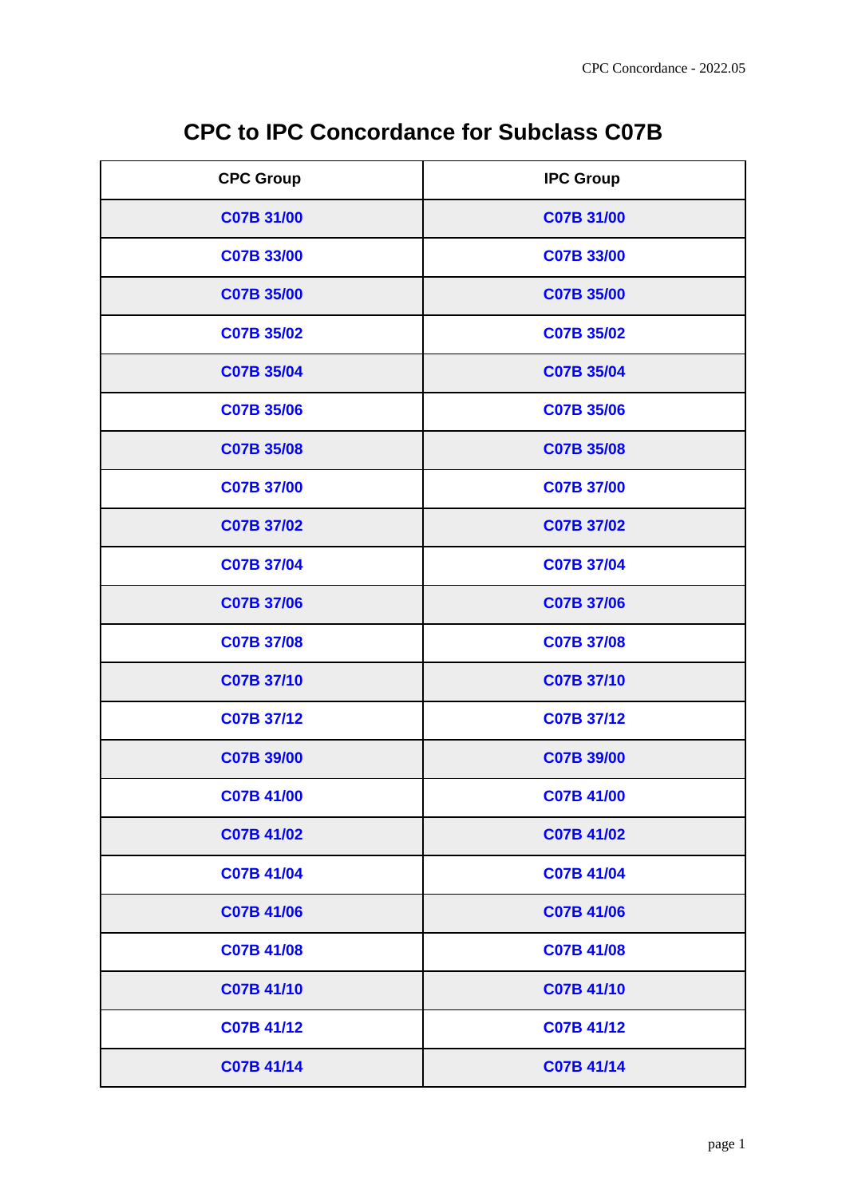# CPC to IPC Concordance for Subclass C07B

| CPC Group | IPC Group |
|---|---|
| C07B 31/00 | C07B 31/00 |
| C07B 33/00 | C07B 33/00 |
| C07B 35/00 | C07B 35/00 |
| C07B 35/02 | C07B 35/02 |
| C07B 35/04 | C07B 35/04 |
| C07B 35/06 | C07B 35/06 |
| C07B 35/08 | C07B 35/08 |
| C07B 37/00 | C07B 37/00 |
| C07B 37/02 | C07B 37/02 |
| C07B 37/04 | C07B 37/04 |
| C07B 37/06 | C07B 37/06 |
| C07B 37/08 | C07B 37/08 |
| C07B 37/10 | C07B 37/10 |
| C07B 37/12 | C07B 37/12 |
| C07B 39/00 | C07B 39/00 |
| C07B 41/00 | C07B 41/00 |
| C07B 41/02 | C07B 41/02 |
| C07B 41/04 | C07B 41/04 |
| C07B 41/06 | C07B 41/06 |
| C07B 41/08 | C07B 41/08 |
| C07B 41/10 | C07B 41/10 |
| C07B 41/12 | C07B 41/12 |
| C07B 41/14 | C07B 41/14 |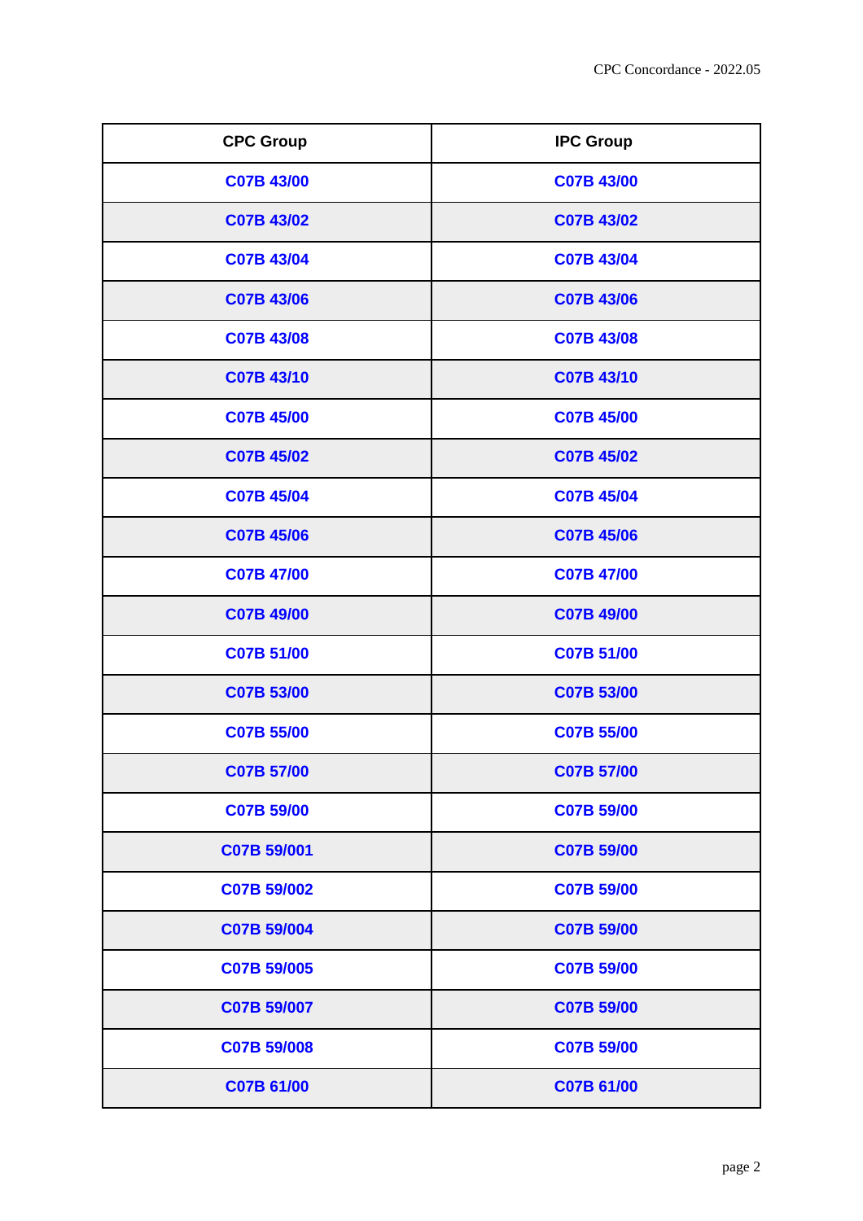| CPC Group | IPC Group |
| --- | --- |
| C07B 43/00 | C07B 43/00 |
| C07B 43/02 | C07B 43/02 |
| C07B 43/04 | C07B 43/04 |
| C07B 43/06 | C07B 43/06 |
| C07B 43/08 | C07B 43/08 |
| C07B 43/10 | C07B 43/10 |
| C07B 45/00 | C07B 45/00 |
| C07B 45/02 | C07B 45/02 |
| C07B 45/04 | C07B 45/04 |
| C07B 45/06 | C07B 45/06 |
| C07B 47/00 | C07B 47/00 |
| C07B 49/00 | C07B 49/00 |
| C07B 51/00 | C07B 51/00 |
| C07B 53/00 | C07B 53/00 |
| C07B 55/00 | C07B 55/00 |
| C07B 57/00 | C07B 57/00 |
| C07B 59/00 | C07B 59/00 |
| C07B 59/001 | C07B 59/00 |
| C07B 59/002 | C07B 59/00 |
| C07B 59/004 | C07B 59/00 |
| C07B 59/005 | C07B 59/00 |
| C07B 59/007 | C07B 59/00 |
| C07B 59/008 | C07B 59/00 |
| C07B 61/00 | C07B 61/00 |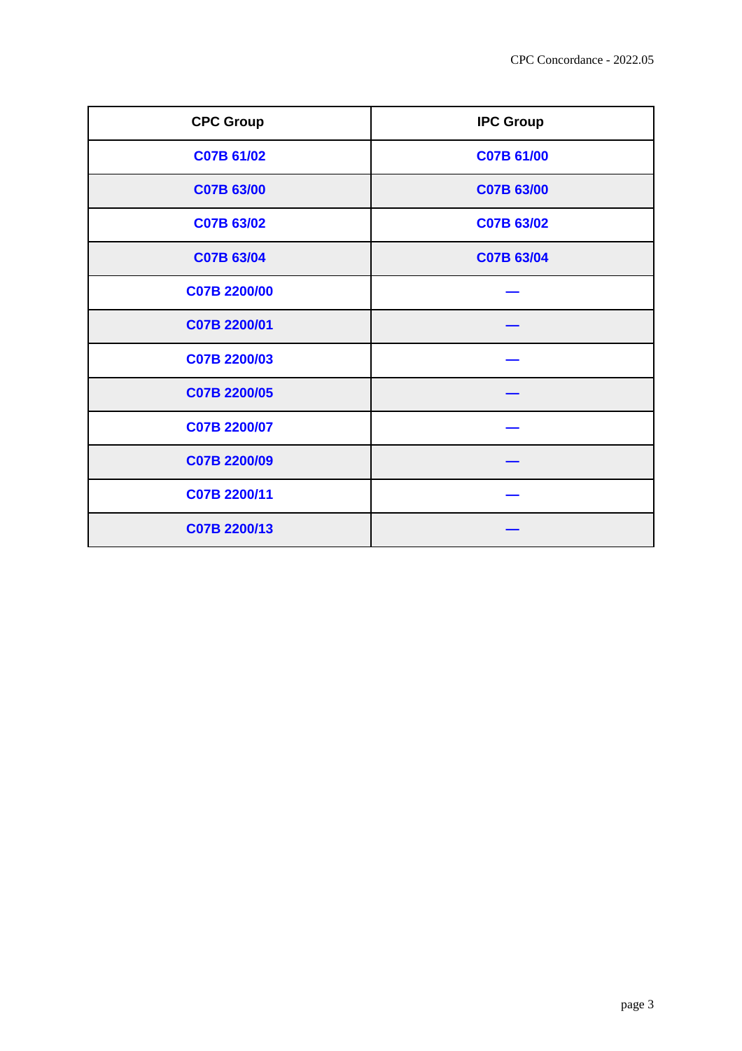| CPC Group | IPC Group |
|---|---|
| C07B 61/02 | C07B 61/00 |
| C07B 63/00 | C07B 63/00 |
| C07B 63/02 | C07B 63/02 |
| C07B 63/04 | C07B 63/04 |
| C07B 2200/00 | — |
| C07B 2200/01 | — |
| C07B 2200/03 | — |
| C07B 2200/05 | — |
| C07B 2200/07 | — |
| C07B 2200/09 | — |
| C07B 2200/11 | — |
| C07B 2200/13 | — |